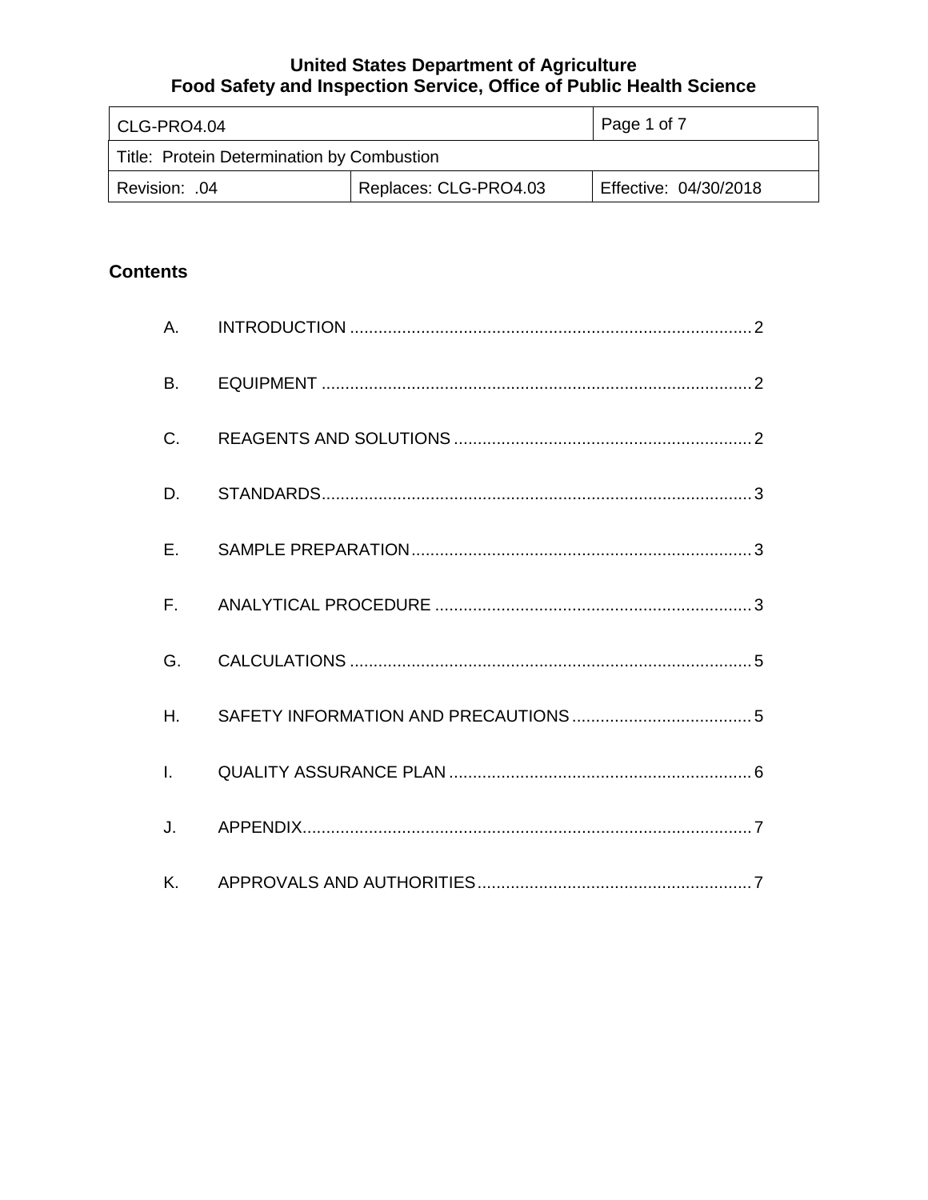**United States Department of Agriculture**
**Food Safety and Inspection Service, Office of Public Health Science**

| CLG-PRO4.04 | | Page 1 of 7 |
|---|---|---|
| Title: Protein Determination by Combustion | | |
| Revision: .04 | Replaces: CLG-PRO4.03 | Effective: 04/30/2018 |

## Contents

A. INTRODUCTION ..... 2

B. EQUIPMENT ..... 2

C. REAGENTS AND SOLUTIONS ..... 2

D. STANDARDS ..... 3

E. SAMPLE PREPARATION ..... 3

F. ANALYTICAL PROCEDURE ..... 3

G. CALCULATIONS ..... 5

H. SAFETY INFORMATION AND PRECAUTIONS ..... 5

I. QUALITY ASSURANCE PLAN ..... 6

J. APPENDIX ..... 7

K. APPROVALS AND AUTHORITIES ..... 7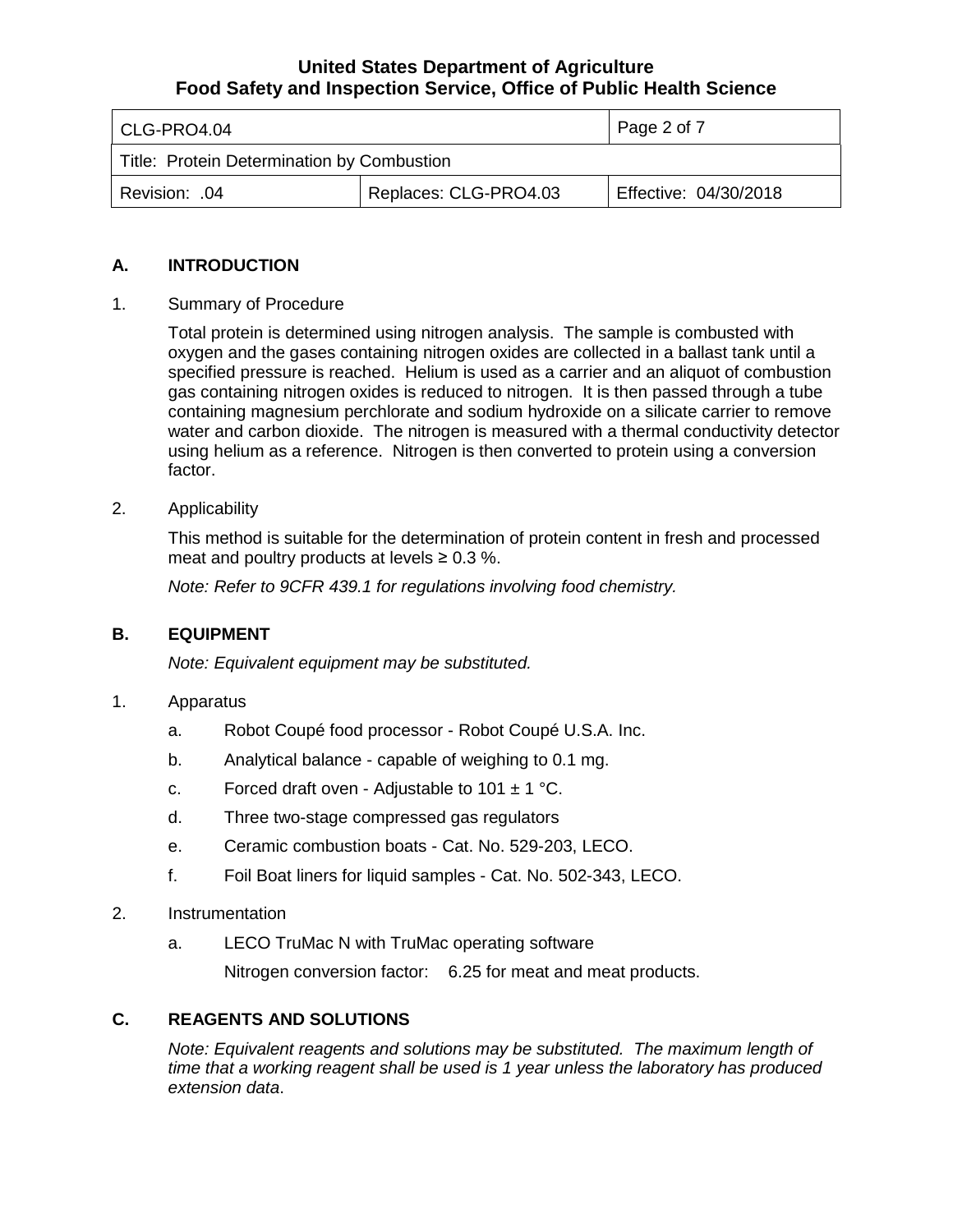## A. INTRODUCTION

1. Summary of Procedure

   Total protein is determined using nitrogen analysis. The sample is combusted with oxygen and the gases containing nitrogen oxides are collected in a ballast tank until a specified pressure is reached. Helium is used as a carrier and an aliquot of combustion gas containing nitrogen oxides is reduced to nitrogen. It is then passed through a tube containing magnesium perchlorate and sodium hydroxide on a silicate carrier to remove water and carbon dioxide. The nitrogen is measured with a thermal conductivity detector using helium as a reference. Nitrogen is then converted to protein using a conversion factor.

2. Applicability

   This method is suitable for the determination of protein content in fresh and processed meat and poultry products at levels ≥ 0.3 %.

   *Note: Refer to 9CFR 439.1 for regulations involving food chemistry.*

## B. EQUIPMENT

*Note: Equivalent equipment may be substituted.*

1. Apparatus

   a. Robot Coupé food processor - Robot Coupé U.S.A. Inc.

   b. Analytical balance - capable of weighing to 0.1 mg.

   c. Forced draft oven - Adjustable to 101 ± 1 °C.

   d. Three two-stage compressed gas regulators

   e. Ceramic combustion boats - Cat. No. 529-203, LECO.

   f. Foil Boat liners for liquid samples - Cat. No. 502-343, LECO.

2. Instrumentation

   a. LECO TruMac N with TruMac operating software

      Nitrogen conversion factor: 6.25 for meat and meat products.

## C. REAGENTS AND SOLUTIONS

*Note: Equivalent reagents and solutions may be substituted. The maximum length of time that a working reagent shall be used is 1 year unless the laboratory has produced extension data.*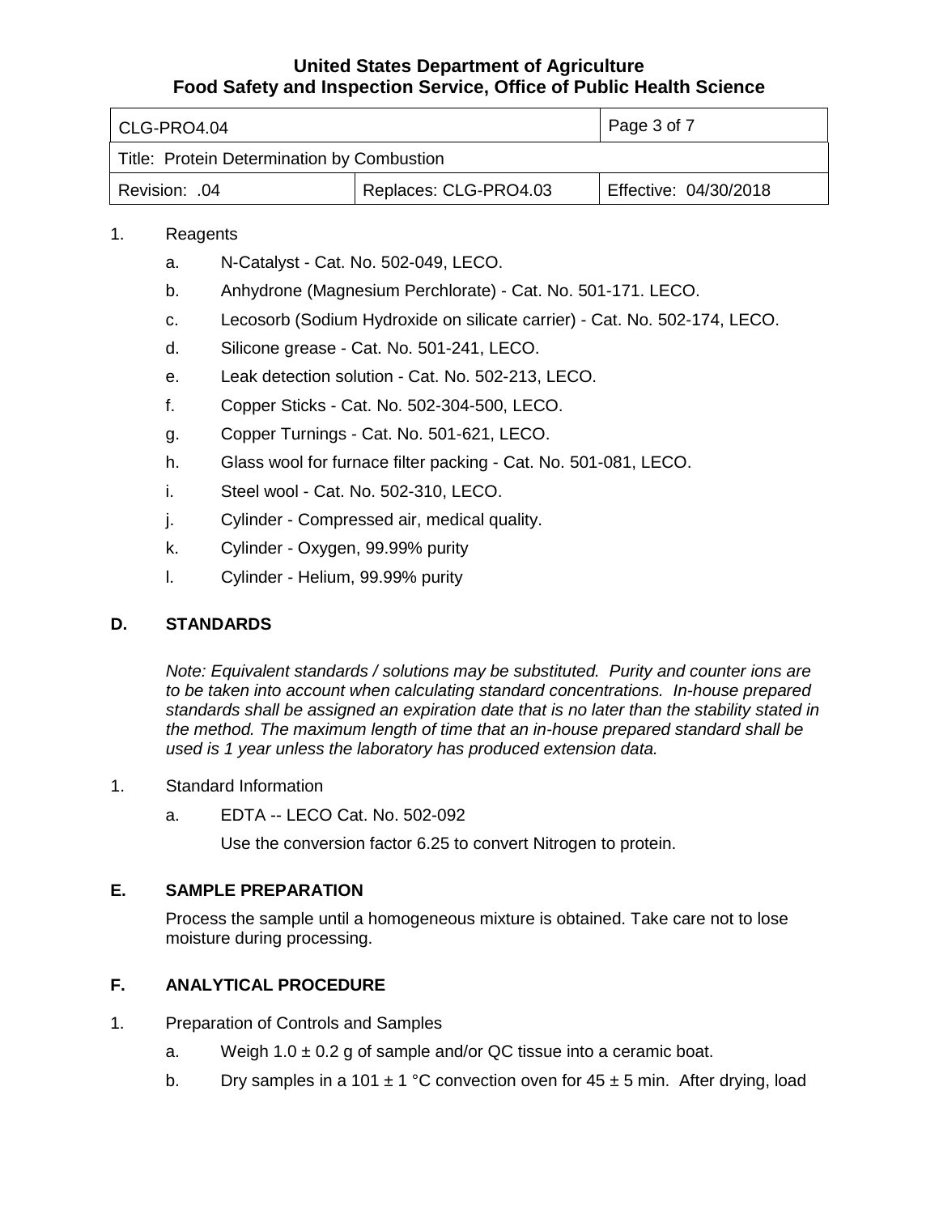1. Reagents

   a. N-Catalyst - Cat. No. 502-049, LECO.

   b. Anhydrone (Magnesium Perchlorate) - Cat. No. 501-171. LECO.

   c. Lecosorb (Sodium Hydroxide on silicate carrier) - Cat. No. 502-174, LECO.

   d. Silicone grease - Cat. No. 501-241, LECO.

   e. Leak detection solution - Cat. No. 502-213, LECO.

   f. Copper Sticks - Cat. No. 502-304-500, LECO.

   g. Copper Turnings - Cat. No. 501-621, LECO.

   h. Glass wool for furnace filter packing - Cat. No. 501-081, LECO.

   i. Steel wool - Cat. No. 502-310, LECO.

   j. Cylinder - Compressed air, medical quality.

   k. Cylinder - Oxygen, 99.99% purity

   l. Cylinder - Helium, 99.99% purity

## D. STANDARDS

*Note: Equivalent standards / solutions may be substituted. Purity and counter ions are to be taken into account when calculating standard concentrations. In-house prepared standards shall be assigned an expiration date that is no later than the stability stated in the method. The maximum length of time that an in-house prepared standard shall be used is 1 year unless the laboratory has produced extension data.*

1. Standard Information

   a. EDTA -- LECO Cat. No. 502-092

      Use the conversion factor 6.25 to convert Nitrogen to protein.

## E. SAMPLE PREPARATION

Process the sample until a homogeneous mixture is obtained. Take care not to lose moisture during processing.

## F. ANALYTICAL PROCEDURE

1. Preparation of Controls and Samples

   a. Weigh 1.0 ± 0.2 g of sample and/or QC tissue into a ceramic boat.

   b. Dry samples in a 101 ± 1 °C convection oven for 45 ± 5 min. After drying, load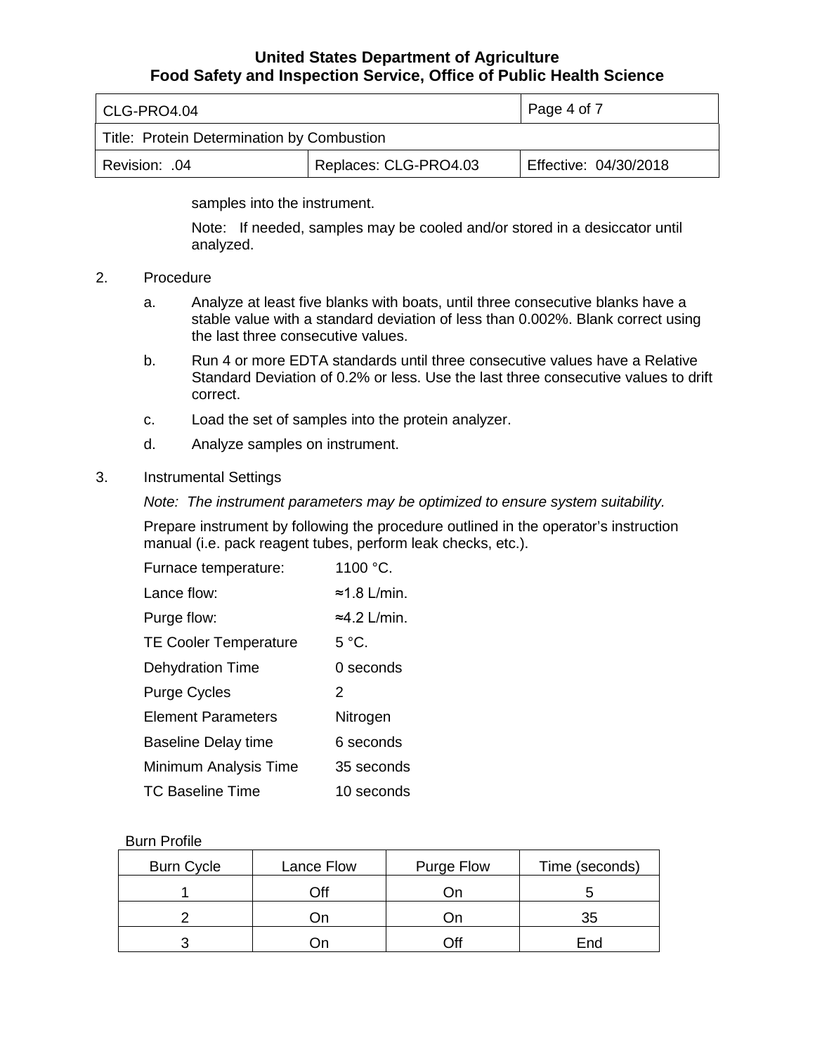samples into the instrument.

Note: If needed, samples may be cooled and/or stored in a desiccator until analyzed.

2. Procedure

   a. Analyze at least five blanks with boats, until three consecutive blanks have a stable value with a standard deviation of less than 0.002%. Blank correct using the last three consecutive values.

   b. Run 4 or more EDTA standards until three consecutive values have a Relative Standard Deviation of 0.2% or less. Use the last three consecutive values to drift correct.

   c. Load the set of samples into the protein analyzer.

   d. Analyze samples on instrument.

3. Instrumental Settings

   *Note: The instrument parameters may be optimized to ensure system suitability.*

   Prepare instrument by following the procedure outlined in the operator's instruction manual (i.e. pack reagent tubes, perform leak checks, etc.).

   Furnace temperature: 1100 °C.

   Lance flow: ≈1.8 L/min.

   Purge flow: ≈4.2 L/min.

   TE Cooler Temperature 5 °C.

   Dehydration Time 0 seconds

   Purge Cycles 2

   Element Parameters Nitrogen

   Baseline Delay time 6 seconds

   Minimum Analysis Time 35 seconds

   TC Baseline Time 10 seconds

Burn Profile

| Burn Cycle | Lance Flow | Purge Flow | Time (seconds) |
|---|---|---|---|
| 1 | Off | On | 5 |
| 2 | On | On | 35 |
| 3 | On | Off | End |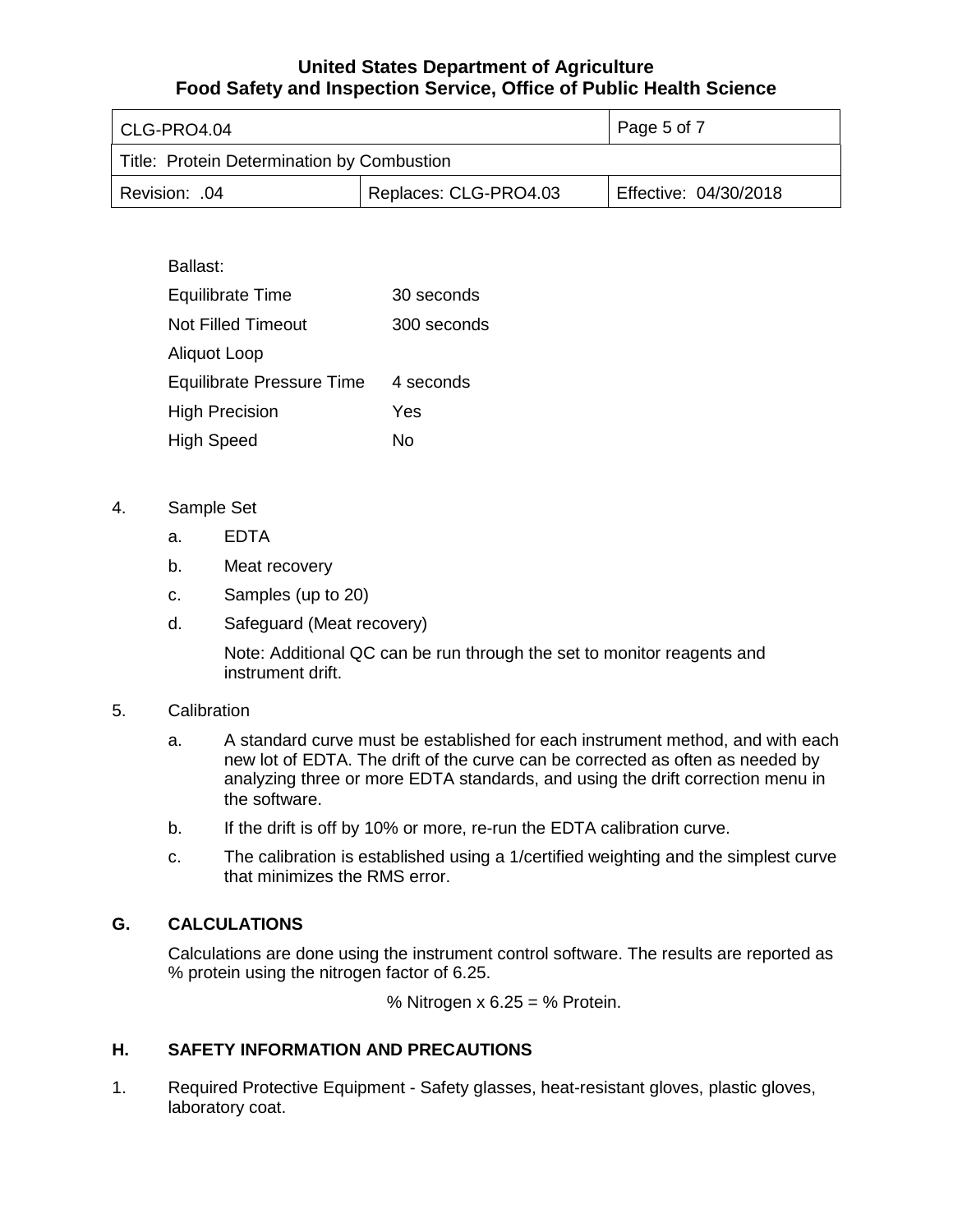Ballast:

| | |
|---|---|
| Equilibrate Time | 30 seconds |
| Not Filled Timeout | 300 seconds |
| Aliquot Loop | |
| Equilibrate Pressure Time | 4 seconds |
| High Precision | Yes |
| High Speed | No |

4. Sample Set
   a. EDTA
   b. Meat recovery
   c. Samples (up to 20)
   d. Safeguard (Meat recovery)

      Note: Additional QC can be run through the set to monitor reagents and instrument drift.

5. Calibration
   a. A standard curve must be established for each instrument method, and with each new lot of EDTA. The drift of the curve can be corrected as often as needed by analyzing three or more EDTA standards, and using the drift correction menu in the software.
   b. If the drift is off by 10% or more, re-run the EDTA calibration curve.
   c. The calibration is established using a 1/certified weighting and the simplest curve that minimizes the RMS error.

## G. CALCULATIONS

Calculations are done using the instrument control software. The results are reported as % protein using the nitrogen factor of 6.25.

$$\% \text{ Nitrogen} \times 6.25 = \% \text{ Protein.}$$

## H. SAFETY INFORMATION AND PRECAUTIONS

1. Required Protective Equipment - Safety glasses, heat-resistant gloves, plastic gloves, laboratory coat.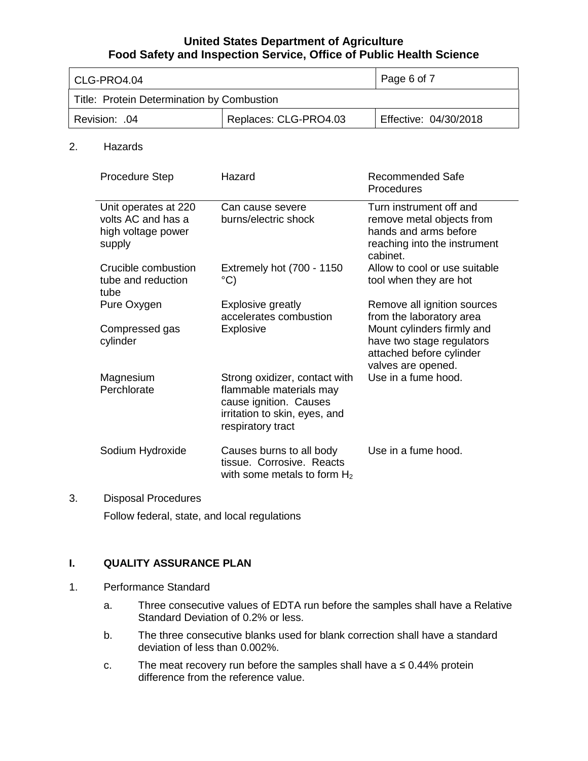2. Hazards

| Procedure Step | Hazard | Recommended Safe Procedures |
|---|---|---|
| Unit operates at 220 volts AC and has a high voltage power supply | Can cause severe burns/electric shock | Turn instrument off and remove metal objects from hands and arms before reaching into the instrument cabinet. |
| Crucible combustion tube and reduction tube | Extremely hot (700 - 1150 °C) | Allow to cool or use suitable tool when they are hot |
| Pure Oxygen | Explosive greatly accelerates combustion | Remove all ignition sources from the laboratory area |
| Compressed gas cylinder | Explosive | Mount cylinders firmly and have two stage regulators attached before cylinder valves are opened. |
| Magnesium Perchlorate | Strong oxidizer, contact with flammable materials may cause ignition. Causes irritation to skin, eyes, and respiratory tract | Use in a fume hood. |
| Sodium Hydroxide | Causes burns to all body tissue. Corrosive. Reacts with some metals to form $H_2$ | Use in a fume hood. |

3. Disposal Procedures

Follow federal, state, and local regulations

## I. QUALITY ASSURANCE PLAN

1. Performance Standard

   a. Three consecutive values of EDTA run before the samples shall have a Relative Standard Deviation of 0.2% or less.

   b. The three consecutive blanks used for blank correction shall have a standard deviation of less than 0.002%.

   c. The meat recovery run before the samples shall have a ≤ 0.44% protein difference from the reference value.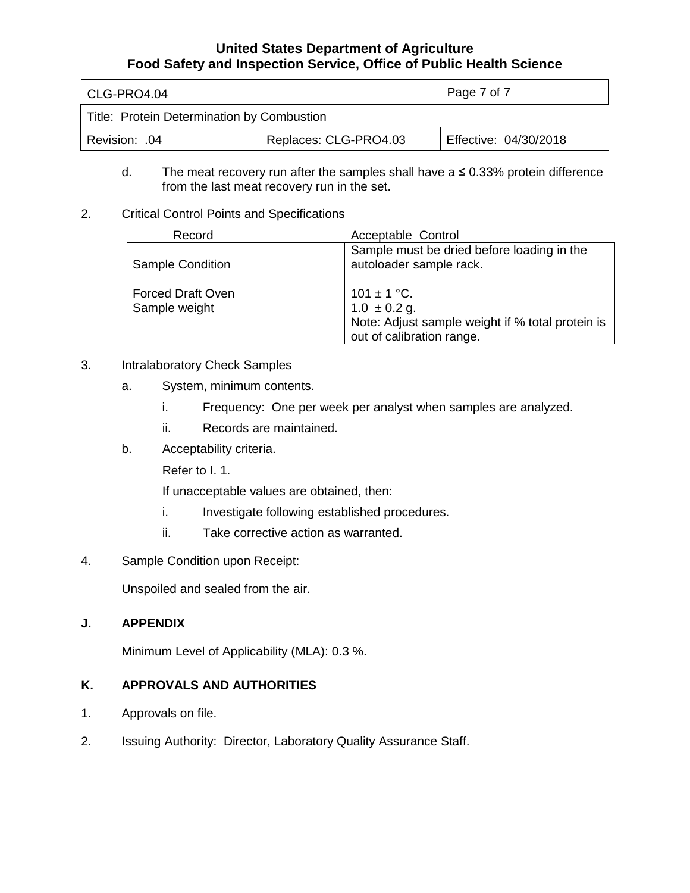d. The meat recovery run after the samples shall have a ≤ 0.33% protein difference from the last meat recovery run in the set.

2. Critical Control Points and Specifications

| Record | Acceptable Control |
|---|---|
| Sample Condition | Sample must be dried before loading in the autoloader sample rack. |
| Forced Draft Oven | 101 ± 1 °C. |
| Sample weight | 1.0 ± 0.2 g.<br>Note: Adjust sample weight if % total protein is out of calibration range. |

3. Intralaboratory Check Samples

   a. System, minimum contents.

      i. Frequency: One per week per analyst when samples are analyzed.

      ii. Records are maintained.

   b. Acceptability criteria.

      Refer to I. 1.

      If unacceptable values are obtained, then:

      i. Investigate following established procedures.

      ii. Take corrective action as warranted.

4. Sample Condition upon Receipt:

   Unspoiled and sealed from the air.

## J. APPENDIX

Minimum Level of Applicability (MLA): 0.3 %.

## K. APPROVALS AND AUTHORITIES

1. Approvals on file.
2. Issuing Authority: Director, Laboratory Quality Assurance Staff.